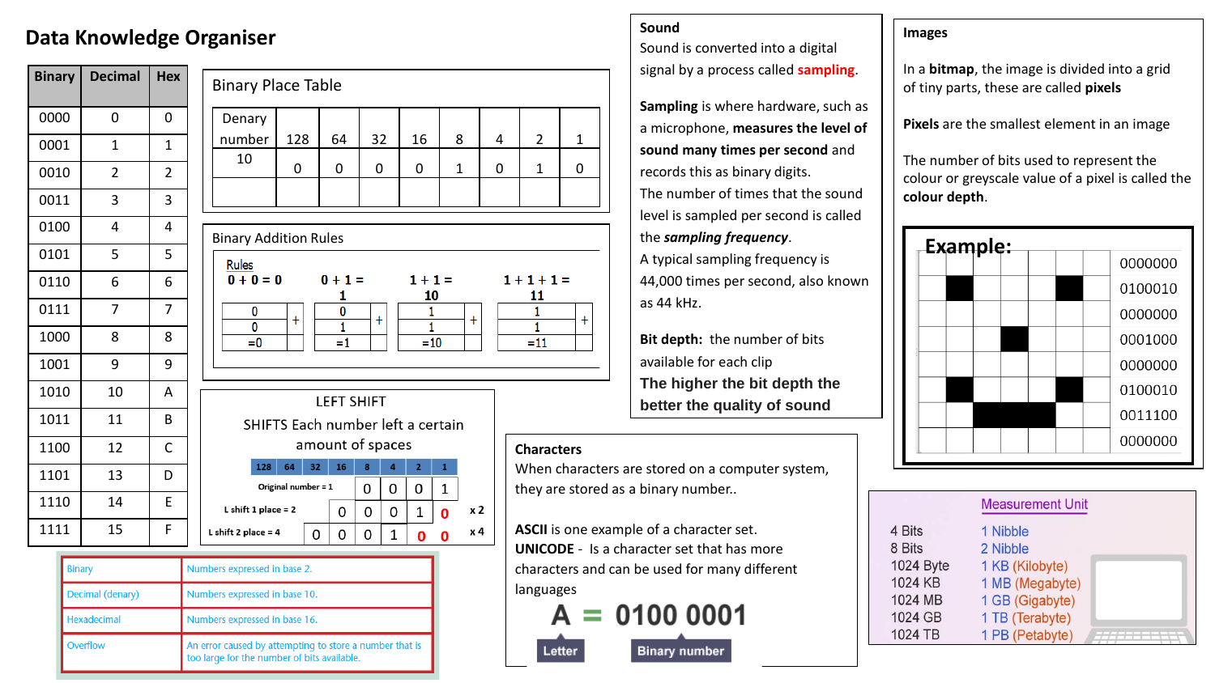# Data Knowledge Organiser

| Binary | Decimal | Hex |
|---|---|---|
| 0000 | 0 | 0 |
| 0001 | 1 | 1 |
| 0010 | 2 | 2 |
| 0011 | 3 | 3 |
| 0100 | 4 | 4 |
| 0101 | 5 | 5 |
| 0110 | 6 | 6 |
| 0111 | 7 | 7 |
| 1000 | 8 | 8 |
| 1001 | 9 | 9 |
| 1010 | 10 | A |
| 1011 | 11 | B |
| 1100 | 12 | C |
| 1101 | 13 | D |
| 1110 | 14 | E |
| 1111 | 15 | F |

| Binary | Numbers expressed in base 2. |
|---|---|
| Decimal (denary) | Numbers expressed in base 10. |
| Hexadecimal | Numbers expressed in base 16. |
| Overflow | An error caused by attempting to store a number that is too large for the number of bits available. |

## Binary Place Table

| Denary number | 128 | 64 | 32 | 16 | 8 | 4 | 2 | 1 |
|---|---|---|---|---|---|---|---|---|
| 10 | 0 | 0 | 0 | 0 | 1 | 0 | 1 | 0 |
| | | | | | | | | |

## Binary Addition Rules

Rules

- 0 + 0 = 0
- 0 + 1 = 1
- 1 + 1 = 10
- 1 + 1 + 1 = 11

| 0 + 0 | 0 + 1 | 1 + 1 | 1 + 1 + 1 |
|---|---|---|---|
| 0 | 0 | 1 | 1 |
| 0 | 1 | 1 | 1 |
| =0 | =1 | =10 | =11 |

## LEFT SHIFT

SHIFTS Each number left a certain amount of spaces

| | 128 | 64 | 32 | 16 | 8 | 4 | 2 | 1 | |
|---|---|---|---|---|---|---|---|---|---|
| Original number = 1 | | | | | 0 | 0 | 0 | 1 | |
| L shift 1 place = 2 | | | | 0 | 0 | 0 | 1 | 0 | x 2 |
| L shift 2 place = 4 | | | 0 | 0 | 0 | 1 | 0 | 0 | x 4 |

## Sound

Sound is converted into a digital signal by a process called **sampling**.

**Sampling** is where hardware, such as a microphone, **measures the level of sound many times per second** and records this as binary digits.

The number of times that the sound level is sampled per second is called the ***sampling frequency***.

A typical sampling frequency is 44,000 times per second, also known as 44 kHz.

**Bit depth:** the number of bits available for each clip

**The higher the bit depth the better the quality of sound**

## Images

In a **bitmap**, the image is divided into a grid of tiny parts, these are called **pixels**

**Pixels** are the smallest element in an image

The number of bits used to represent the colour or greyscale value of a pixel is called the **colour depth**.

**Example:**

0000000
0100010
0000000
0001000
0000000
0100010
0011100
0000000

## Characters

When characters are stored on a computer system, they are stored as a binary number..

**ASCII** is one example of a character set.

**UNICODE** - Is a character set that has more characters and can be used for many different languages

**A = 0100 0001**

Letter — Binary number

## Measurement Unit

| | Measurement Unit |
|---|---|
| 4 Bits | 1 Nibble |
| 8 Bits | 2 Nibble |
| 1024 Byte | 1 KB (Kilobyte) |
| 1024 KB | 1 MB (Megabyte) |
| 1024 MB | 1 GB (Gigabyte) |
| 1024 GB | 1 TB (Terabyte) |
| 1024 TB | 1 PB (Petabyte) |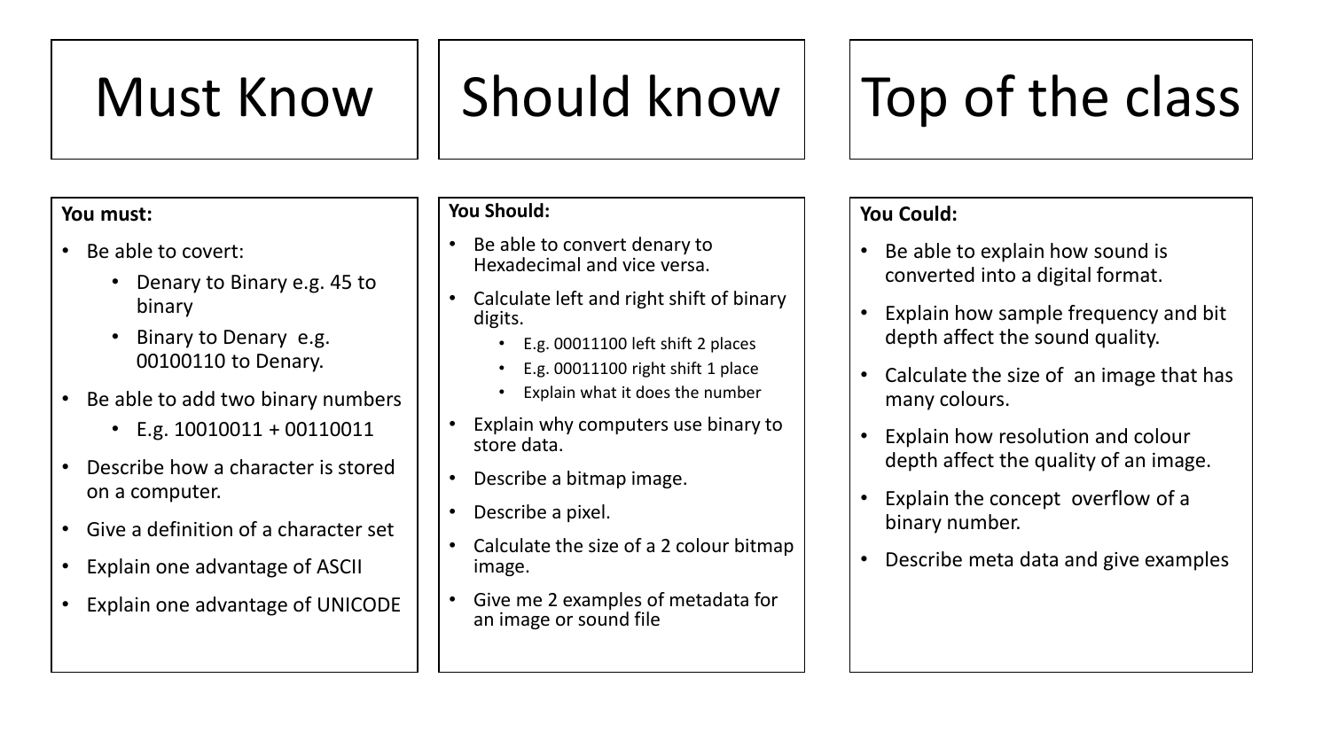# Must Know

**You must:**

- Be able to covert:
  - Denary to Binary e.g. 45 to binary
  - Binary to Denary e.g. 00100110 to Denary.
- Be able to add two binary numbers
  - E.g. 10010011 + 00110011
- Describe how a character is stored on a computer.
- Give a definition of a character set
- Explain one advantage of ASCII
- Explain one advantage of UNICODE

# Should know

**You Should:**

- Be able to convert denary to Hexadecimal and vice versa.
- Calculate left and right shift of binary digits.
  - E.g. 00011100 left shift 2 places
  - E.g. 00011100 right shift 1 place
  - Explain what it does the number
- Explain why computers use binary to store data.
- Describe a bitmap image.
- Describe a pixel.
- Calculate the size of a 2 colour bitmap image.
- Give me 2 examples of metadata for an image or sound file

# Top of the class

**You Could:**

- Be able to explain how sound is converted into a digital format.
- Explain how sample frequency and bit depth affect the sound quality.
- Calculate the size of an image that has many colours.
- Explain how resolution and colour depth affect the quality of an image.
- Explain the concept overflow of a binary number.
- Describe meta data and give examples